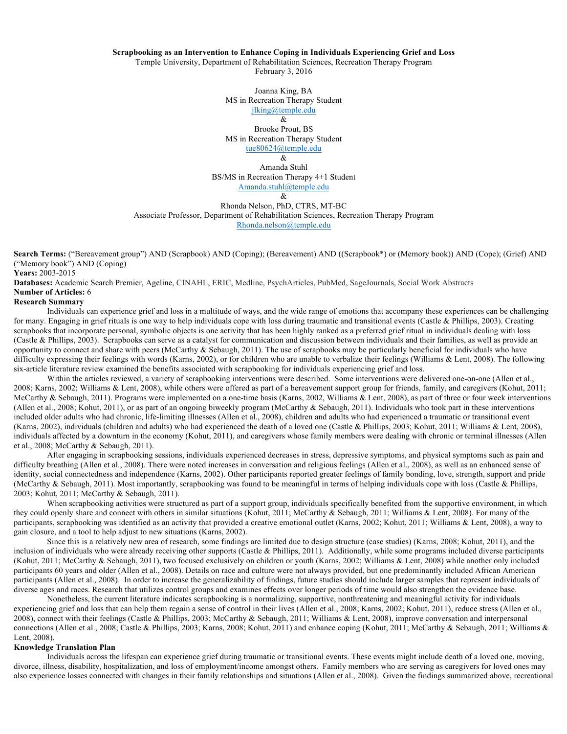**Scrapbooking as an Intervention to Enhance Coping in Individuals Experiencing Grief and Loss**

Temple University, Department of Rehabilitation Sciences, Recreation Therapy Program

February 3, 2016

Joanna King, BA
MS in Recreation Therapy Student
jlking@temple.edu
&
Brooke Prout, BS
MS in Recreation Therapy Student
tue80624@temple.edu
&
Amanda Stuhl
BS/MS in Recreation Therapy 4+1 Student
Amanda.stuhl@temple.edu
&
Rhonda Nelson, PhD, CTRS, MT-BC
Associate Professor, Department of Rehabilitation Sciences, Recreation Therapy Program
Rhonda.nelson@temple.edu

**Search Terms:** ("Bereavement group") AND (Scrapbook) AND (Coping); (Bereavement) AND ((Scrapbook*) or (Memory book)) AND (Cope); (Grief) AND ("Memory book") AND (Coping)

**Years:** 2003-2015

**Databases:** Academic Search Premier, Ageline, CINAHL, ERIC, Medline, PsychArticles, PubMed, SageJournals, Social Work Abstracts

**Number of Articles:** 6

**Research Summary**

Individuals can experience grief and loss in a multitude of ways, and the wide range of emotions that accompany these experiences can be challenging for many. Engaging in grief rituals is one way to help individuals cope with loss during traumatic and transitional events (Castle & Phillips, 2003). Creating scrapbooks that incorporate personal, symbolic objects is one activity that has been highly ranked as a preferred grief ritual in individuals dealing with loss (Castle & Phillips, 2003). Scrapbooks can serve as a catalyst for communication and discussion between individuals and their families, as well as provide an opportunity to connect and share with peers (McCarthy & Sebaugh, 2011). The use of scrapbooks may be particularly beneficial for individuals who have difficulty expressing their feelings with words (Karns, 2002), or for children who are unable to verbalize their feelings (Williams & Lent, 2008). The following six-article literature review examined the benefits associated with scrapbooking for individuals experiencing grief and loss.

Within the articles reviewed, a variety of scrapbooking interventions were described. Some interventions were delivered one-on-one (Allen et al., 2008; Karns, 2002; Williams & Lent, 2008), while others were offered as part of a bereavement support group for friends, family, and caregivers (Kohut, 2011; McCarthy & Sebaugh, 2011). Programs were implemented on a one-time basis (Karns, 2002, Williams & Lent, 2008), as part of three or four week interventions (Allen et al., 2008; Kohut, 2011), or as part of an ongoing biweekly program (McCarthy & Sebaugh, 2011). Individuals who took part in these interventions included older adults who had chronic, life-limiting illnesses (Allen et al., 2008), children and adults who had experienced a traumatic or transitional event (Karns, 2002), individuals (children and adults) who had experienced the death of a loved one (Castle & Phillips, 2003; Kohut, 2011; Williams & Lent, 2008), individuals affected by a downturn in the economy (Kohut, 2011), and caregivers whose family members were dealing with chronic or terminal illnesses (Allen et al., 2008; McCarthy & Sebaugh, 2011).

After engaging in scrapbooking sessions, individuals experienced decreases in stress, depressive symptoms, and physical symptoms such as pain and difficulty breathing (Allen et al., 2008). There were noted increases in conversation and religious feelings (Allen et al., 2008), as well as an enhanced sense of identity, social connectedness and independence (Karns, 2002). Other participants reported greater feelings of family bonding, love, strength, support and pride (McCarthy & Sebaugh, 2011). Most importantly, scrapbooking was found to be meaningful in terms of helping individuals cope with loss (Castle & Phillips, 2003; Kohut, 2011; McCarthy & Sebaugh, 2011).

When scrapbooking activities were structured as part of a support group, individuals specifically benefited from the supportive environment, in which they could openly share and connect with others in similar situations (Kohut, 2011; McCarthy & Sebaugh, 2011; Williams & Lent, 2008). For many of the participants, scrapbooking was identified as an activity that provided a creative emotional outlet (Karns, 2002; Kohut, 2011; Williams & Lent, 2008), a way to gain closure, and a tool to help adjust to new situations (Karns, 2002).

Since this is a relatively new area of research, some findings are limited due to design structure (case studies) (Karns, 2008; Kohut, 2011), and the inclusion of individuals who were already receiving other supports (Castle & Phillips, 2003). Additionally, while some programs included diverse participants (Kohut, 2011; McCarthy & Sebaugh, 2011), two focused exclusively on children or youth (Karns, 2002; Williams & Lent, 2008) while another only included participants 60 years and older (Allen et al., 2008). Details on race and culture were not always provided, but one predominantly included African American participants (Allen et al., 2008). In order to increase the generalizability of findings, future studies should include larger samples that represent individuals of diverse ages and races. Research that utilizes control groups and examines effects over longer periods of time would also strengthen the evidence base.

Nonetheless, the current literature indicates scrapbooking is a normalizing, supportive, nonthreatening and meaningful activity for individuals experiencing grief and loss that can help them regain a sense of control in their lives (Allen et al., 2008; Karns, 2002; Kohut, 2011), reduce stress (Allen et al., 2008), connect with their feelings (Castle & Phillips, 2003; McCarthy & Sebaugh, 2011; Williams & Lent, 2008), improve conversation and interpersonal connections (Allen et al., 2008; Castle & Phillips, 2003; Karns, 2008; Kohut, 2011) and enhance coping (Kohut, 2011; McCarthy & Sebaugh, 2011; Williams & Lent, 2008).

**Knowledge Translation Plan**

Individuals across the lifespan can experience grief during traumatic or transitional events. These events might include death of a loved one, moving, divorce, illness, disability, hospitalization, and loss of employment/income amongst others. Family members who are serving as caregivers for loved ones may also experience losses connected with changes in their family relationships and situations (Allen et al., 2008). Given the findings summarized above, recreational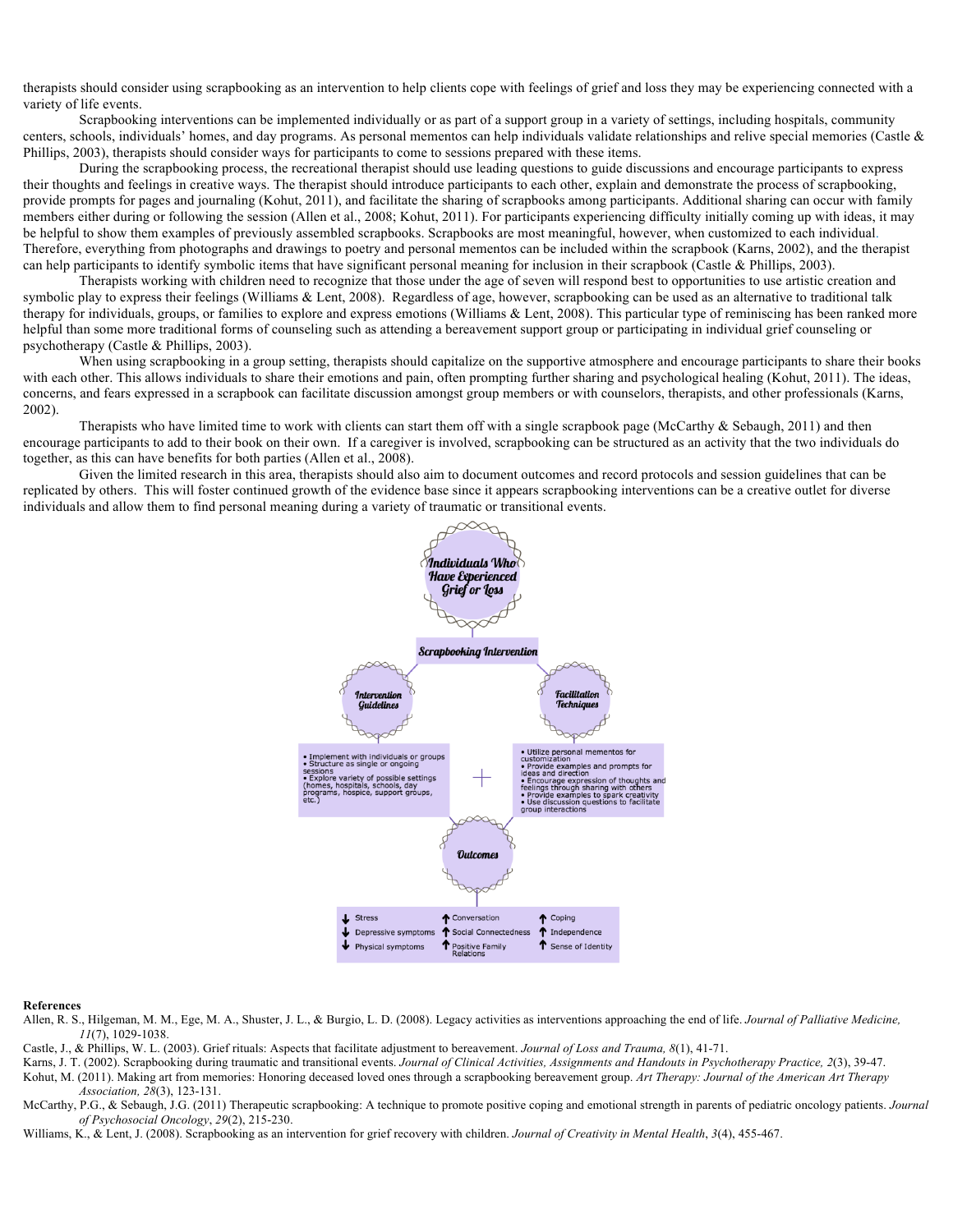therapists should consider using scrapbooking as an intervention to help clients cope with feelings of grief and loss they may be experiencing connected with a variety of life events.

Scrapbooking interventions can be implemented individually or as part of a support group in a variety of settings, including hospitals, community centers, schools, individuals' homes, and day programs. As personal mementos can help individuals validate relationships and relive special memories (Castle & Phillips, 2003), therapists should consider ways for participants to come to sessions prepared with these items.

During the scrapbooking process, the recreational therapist should use leading questions to guide discussions and encourage participants to express their thoughts and feelings in creative ways. The therapist should introduce participants to each other, explain and demonstrate the process of scrapbooking, provide prompts for pages and journaling (Kohut, 2011), and facilitate the sharing of scrapbooks among participants. Additional sharing can occur with family members either during or following the session (Allen et al., 2008; Kohut, 2011). For participants experiencing difficulty initially coming up with ideas, it may be helpful to show them examples of previously assembled scrapbooks. Scrapbooks are most meaningful, however, when customized to each individual. Therefore, everything from photographs and drawings to poetry and personal mementos can be included within the scrapbook (Karns, 2002), and the therapist can help participants to identify symbolic items that have significant personal meaning for inclusion in their scrapbook (Castle & Phillips, 2003).

Therapists working with children need to recognize that those under the age of seven will respond best to opportunities to use artistic creation and symbolic play to express their feelings (Williams & Lent, 2008). Regardless of age, however, scrapbooking can be used as an alternative to traditional talk therapy for individuals, groups, or families to explore and express emotions (Williams & Lent, 2008). This particular type of reminiscing has been ranked more helpful than some more traditional forms of counseling such as attending a bereavement support group or participating in individual grief counseling or psychotherapy (Castle & Phillips, 2003).

When using scrapbooking in a group setting, therapists should capitalize on the supportive atmosphere and encourage participants to share their books with each other. This allows individuals to share their emotions and pain, often prompting further sharing and psychological healing (Kohut, 2011). The ideas, concerns, and fears expressed in a scrapbook can facilitate discussion amongst group members or with counselors, therapists, and other professionals (Karns, 2002).

Therapists who have limited time to work with clients can start them off with a single scrapbook page (McCarthy & Sebaugh, 2011) and then encourage participants to add to their book on their own. If a caregiver is involved, scrapbooking can be structured as an activity that the two individuals do together, as this can have benefits for both parties (Allen et al., 2008).

Given the limited research in this area, therapists should also aim to document outcomes and record protocols and session guidelines that can be replicated by others. This will foster continued growth of the evidence base since it appears scrapbooking interventions can be a creative outlet for diverse individuals and allow them to find personal meaning during a variety of traumatic or transitional events.

Individuals Who Have Experienced Grief or Loss

Scrapbooking Intervention

Intervention Guidelines

- Implement with individuals or groups
- Structure as single or ongoing sessions
- Explore variety of possible settings (homes, hospitals, schools, day programs, hospice, support groups, etc.)

Facilitation Techniques

- Utilize personal mementos for customization
- Provide examples and prompts for ideas and direction
- Encourage expression of thoughts and feelings through sharing with others
- Provide examples to spark creativity
- Use discussion questions to facilitate group interactions

Outcomes

↓ Stress
↓ Depressive symptoms
↓ Physical symptoms
↑ Conversation
↑ Social Connectedness
↑ Positive Family Relations
↑ Coping
↑ Independence
↑ Sense of Identity

**References**

Allen, R. S., Hilgeman, M. M., Ege, M. A., Shuster, J. L., & Burgio, L. D. (2008). Legacy activities as interventions approaching the end of life. *Journal of Palliative Medicine, 11*(7), 1029-1038.

Castle, J., & Phillips, W. L. (2003). Grief rituals: Aspects that facilitate adjustment to bereavement. *Journal of Loss and Trauma, 8*(1), 41-71.

Karns, J. T. (2002). Scrapbooking during traumatic and transitional events. *Journal of Clinical Activities, Assignments and Handouts in Psychotherapy Practice, 2*(3), 39-47.

Kohut, M. (2011). Making art from memories: Honoring deceased loved ones through a scrapbooking bereavement group. *Art Therapy: Journal of the American Art Therapy Association, 28*(3), 123-131.

McCarthy, P.G., & Sebaugh, J.G. (2011) Therapeutic scrapbooking: A technique to promote positive coping and emotional strength in parents of pediatric oncology patients. *Journal of Psychosocial Oncology*, *29*(2), 215-230.

Williams, K., & Lent, J. (2008). Scrapbooking as an intervention for grief recovery with children. *Journal of Creativity in Mental Health*, *3*(4), 455-467.